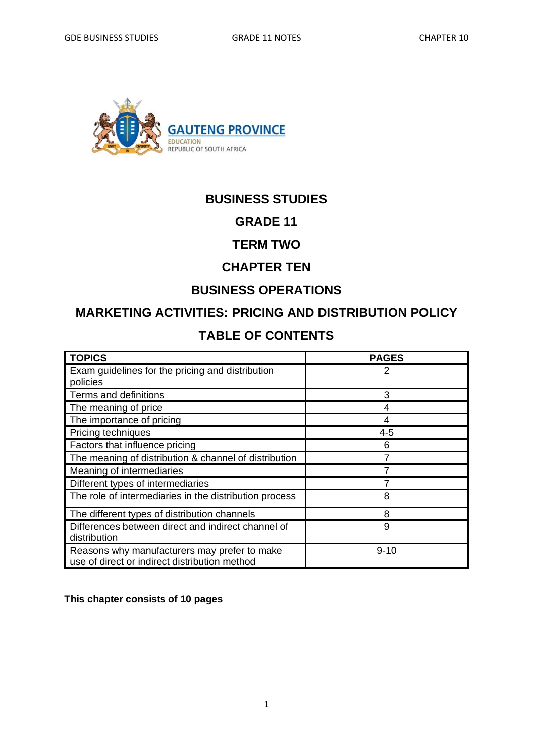GAUTENG PROVINCE
EDUCATION
REPUBLIC OF SOUTH AFRICA

# BUSINESS STUDIES

## GRADE 11

## TERM TWO

## CHAPTER TEN

## BUSINESS OPERATIONS

## MARKETING ACTIVITIES: PRICING AND DISTRIBUTION POLICY

## TABLE OF CONTENTS

| TOPICS | PAGES |
|---|---|
| Exam guidelines for the pricing and distribution policies | 2 |
| Terms and definitions | 3 |
| The meaning of price | 4 |
| The importance of pricing | 4 |
| Pricing techniques | 4-5 |
| Factors that influence pricing | 6 |
| The meaning of distribution & channel of distribution | 7 |
| Meaning of intermediaries | 7 |
| Different types of intermediaries | 7 |
| The role of intermediaries in the distribution process | 8 |
| The different types of distribution channels | 8 |
| Differences between direct and indirect channel of distribution | 9 |
| Reasons why manufacturers may prefer to make use of direct or indirect distribution method | 9-10 |

**This chapter consists of 10 pages**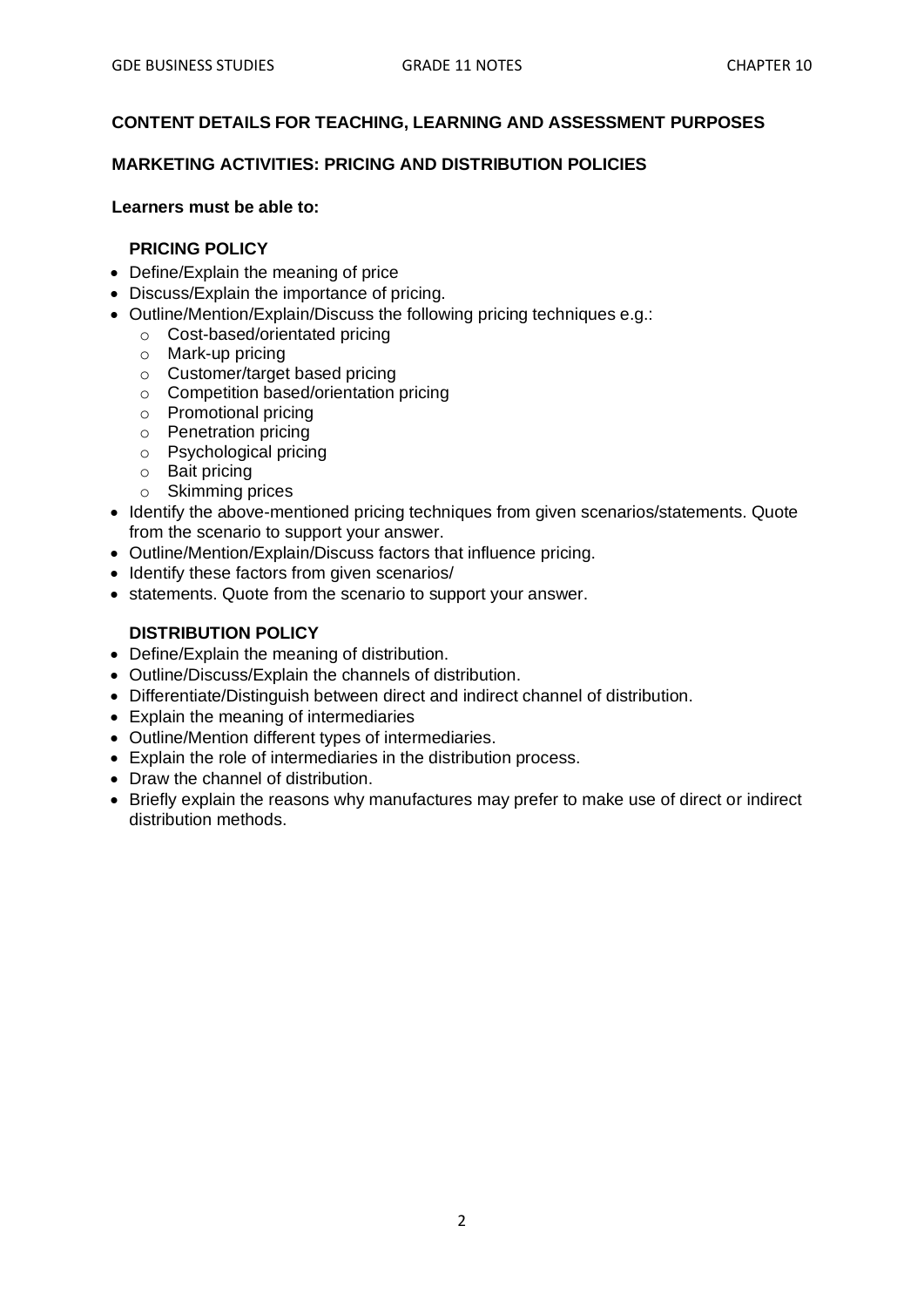**CONTENT DETAILS FOR TEACHING, LEARNING AND ASSESSMENT PURPOSES**

**MARKETING ACTIVITIES: PRICING AND DISTRIBUTION POLICIES**

**Learners must be able to:**

**PRICING POLICY**

- Define/Explain the meaning of price
- Discuss/Explain the importance of pricing.
- Outline/Mention/Explain/Discuss the following pricing techniques e.g.:
  - Cost-based/orientated pricing
  - Mark-up pricing
  - Customer/target based pricing
  - Competition based/orientation pricing
  - Promotional pricing
  - Penetration pricing
  - Psychological pricing
  - Bait pricing
  - Skimming prices
- Identify the above-mentioned pricing techniques from given scenarios/statements. Quote from the scenario to support your answer.
- Outline/Mention/Explain/Discuss factors that influence pricing.
- Identify these factors from given scenarios/
- statements. Quote from the scenario to support your answer.

**DISTRIBUTION POLICY**

- Define/Explain the meaning of distribution.
- Outline/Discuss/Explain the channels of distribution.
- Differentiate/Distinguish between direct and indirect channel of distribution.
- Explain the meaning of intermediaries
- Outline/Mention different types of intermediaries.
- Explain the role of intermediaries in the distribution process.
- Draw the channel of distribution.
- Briefly explain the reasons why manufactures may prefer to make use of direct or indirect distribution methods.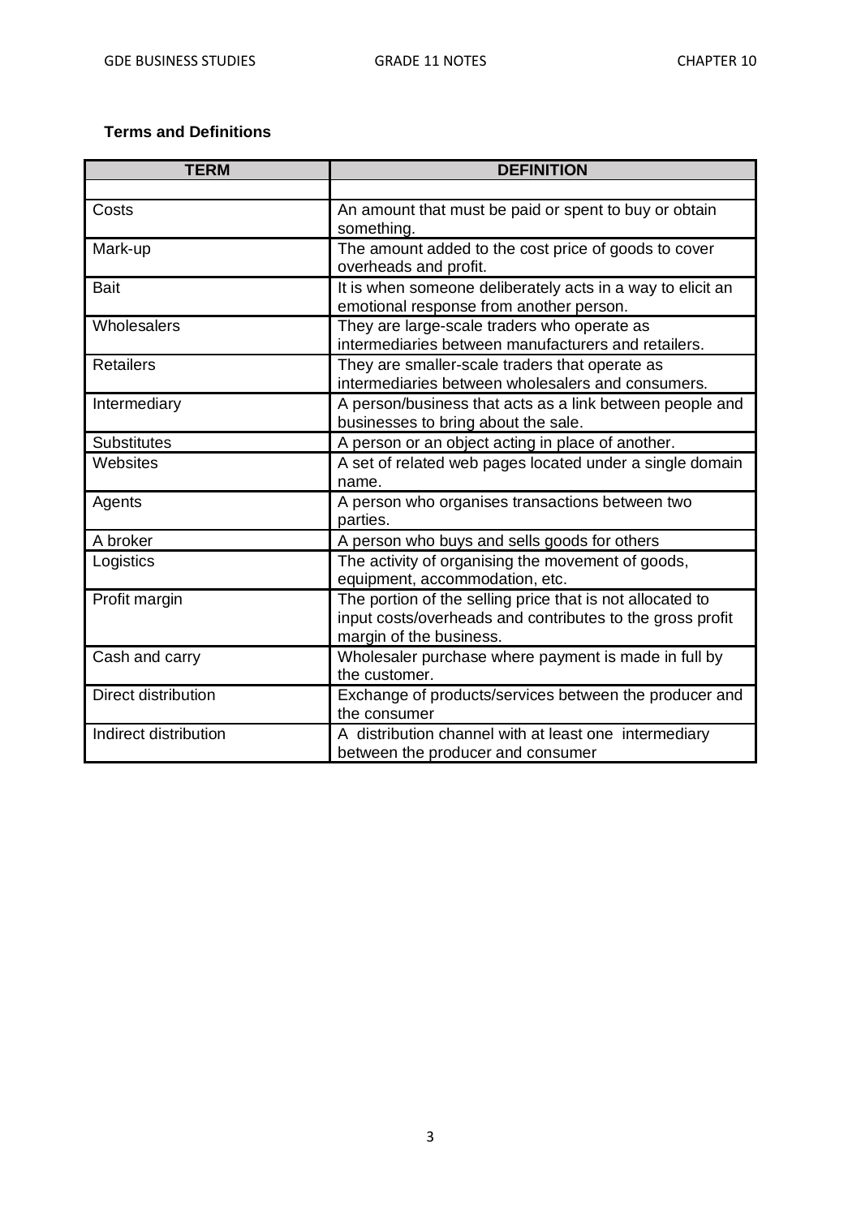**Terms and Definitions**

| TERM | DEFINITION |
|---|---|
| | |
| Costs | An amount that must be paid or spent to buy or obtain something. |
| Mark-up | The amount added to the cost price of goods to cover overheads and profit. |
| Bait | It is when someone deliberately acts in a way to elicit an emotional response from another person. |
| Wholesalers | They are large-scale traders who operate as intermediaries between manufacturers and retailers. |
| Retailers | They are smaller-scale traders that operate as intermediaries between wholesalers and consumers. |
| Intermediary | A person/business that acts as a link between people and businesses to bring about the sale. |
| Substitutes | A person or an object acting in place of another. |
| Websites | A set of related web pages located under a single domain name. |
| Agents | A person who organises transactions between two parties. |
| A broker | A person who buys and sells goods for others |
| Logistics | The activity of organising the movement of goods, equipment, accommodation, etc. |
| Profit margin | The portion of the selling price that is not allocated to input costs/overheads and contributes to the gross profit margin of the business. |
| Cash and carry | Wholesaler purchase where payment is made in full by the customer. |
| Direct distribution | Exchange of products/services between the producer and the consumer |
| Indirect distribution | A distribution channel with at least one intermediary between the producer and consumer |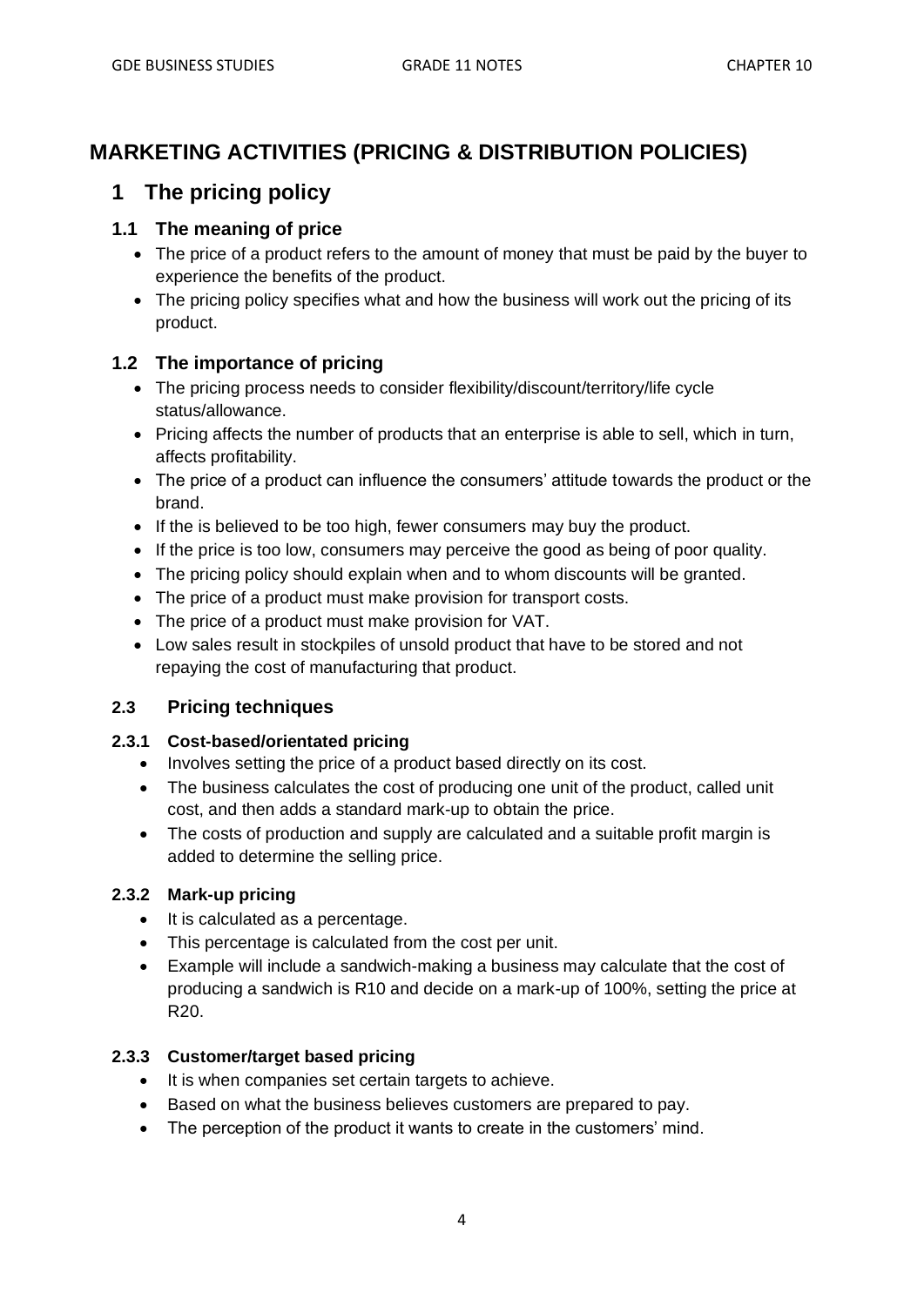# MARKETING ACTIVITIES (PRICING & DISTRIBUTION POLICIES)

## 1 The pricing policy

### 1.1 The meaning of price

- The price of a product refers to the amount of money that must be paid by the buyer to experience the benefits of the product.
- The pricing policy specifies what and how the business will work out the pricing of its product.

### 1.2 The importance of pricing

- The pricing process needs to consider flexibility/discount/territory/life cycle status/allowance.
- Pricing affects the number of products that an enterprise is able to sell, which in turn, affects profitability.
- The price of a product can influence the consumers' attitude towards the product or the brand.
- If the is believed to be too high, fewer consumers may buy the product.
- If the price is too low, consumers may perceive the good as being of poor quality.
- The pricing policy should explain when and to whom discounts will be granted.
- The price of a product must make provision for transport costs.
- The price of a product must make provision for VAT.
- Low sales result in stockpiles of unsold product that have to be stored and not repaying the cost of manufacturing that product.

### 2.3 Pricing techniques

#### 2.3.1 Cost-based/orientated pricing

- Involves setting the price of a product based directly on its cost.
- The business calculates the cost of producing one unit of the product, called unit cost, and then adds a standard mark-up to obtain the price.
- The costs of production and supply are calculated and a suitable profit margin is added to determine the selling price.

#### 2.3.2 Mark-up pricing

- It is calculated as a percentage.
- This percentage is calculated from the cost per unit.
- Example will include a sandwich-making a business may calculate that the cost of producing a sandwich is R10 and decide on a mark-up of 100%, setting the price at R20.

#### 2.3.3 Customer/target based pricing

- It is when companies set certain targets to achieve.
- Based on what the business believes customers are prepared to pay.
- The perception of the product it wants to create in the customers' mind.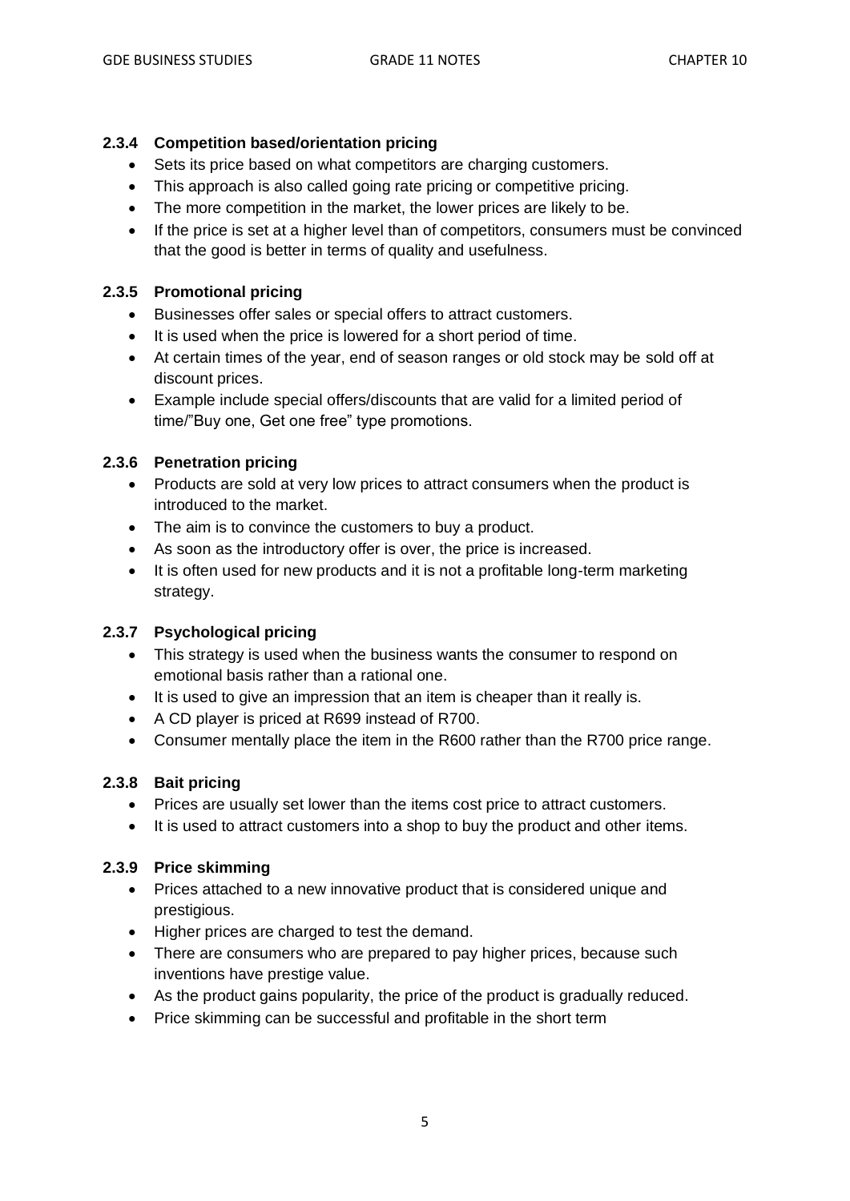### 2.3.4 Competition based/orientation pricing

- Sets its price based on what competitors are charging customers.
- This approach is also called going rate pricing or competitive pricing.
- The more competition in the market, the lower prices are likely to be.
- If the price is set at a higher level than of competitors, consumers must be convinced that the good is better in terms of quality and usefulness.

### 2.3.5 Promotional pricing

- Businesses offer sales or special offers to attract customers.
- It is used when the price is lowered for a short period of time.
- At certain times of the year, end of season ranges or old stock may be sold off at discount prices.
- Example include special offers/discounts that are valid for a limited period of time/"Buy one, Get one free" type promotions.

### 2.3.6 Penetration pricing

- Products are sold at very low prices to attract consumers when the product is introduced to the market.
- The aim is to convince the customers to buy a product.
- As soon as the introductory offer is over, the price is increased.
- It is often used for new products and it is not a profitable long-term marketing strategy.

### 2.3.7 Psychological pricing

- This strategy is used when the business wants the consumer to respond on emotional basis rather than a rational one.
- It is used to give an impression that an item is cheaper than it really is.
- A CD player is priced at R699 instead of R700.
- Consumer mentally place the item in the R600 rather than the R700 price range.

### 2.3.8 Bait pricing

- Prices are usually set lower than the items cost price to attract customers.
- It is used to attract customers into a shop to buy the product and other items.

### 2.3.9 Price skimming

- Prices attached to a new innovative product that is considered unique and prestigious.
- Higher prices are charged to test the demand.
- There are consumers who are prepared to pay higher prices, because such inventions have prestige value.
- As the product gains popularity, the price of the product is gradually reduced.
- Price skimming can be successful and profitable in the short term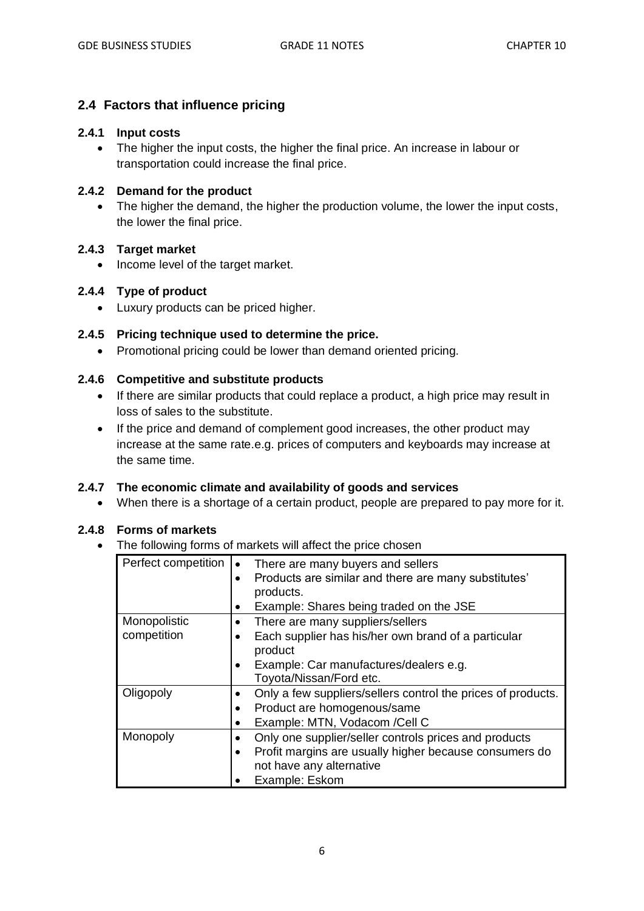## 2.4 Factors that influence pricing

### 2.4.1 Input costs

- The higher the input costs, the higher the final price. An increase in labour or transportation could increase the final price.

### 2.4.2 Demand for the product

- The higher the demand, the higher the production volume, the lower the input costs, the lower the final price.

### 2.4.3 Target market

- Income level of the target market.

### 2.4.4 Type of product

- Luxury products can be priced higher.

### 2.4.5 Pricing technique used to determine the price.

- Promotional pricing could be lower than demand oriented pricing.

### 2.4.6 Competitive and substitute products

- If there are similar products that could replace a product, a high price may result in loss of sales to the substitute.
- If the price and demand of complement good increases, the other product may increase at the same rate.e.g. prices of computers and keyboards may increase at the same time.

### 2.4.7 The economic climate and availability of goods and services

- When there is a shortage of a certain product, people are prepared to pay more for it.

### 2.4.8 Forms of markets

- The following forms of markets will affect the price chosen

| Form of market | Characteristics |
|---|---|
| Perfect competition | • There are many buyers and sellers<br>• Products are similar and there are many substitutes' products.<br>• Example: Shares being traded on the JSE |
| Monopolistic competition | • There are many suppliers/sellers<br>• Each supplier has his/her own brand of a particular product<br>• Example: Car manufactures/dealers e.g. Toyota/Nissan/Ford etc. |
| Oligopoly | • Only a few suppliers/sellers control the prices of products.<br>• Product are homogenous/same<br>• Example: MTN, Vodacom /Cell C |
| Monopoly | • Only one supplier/seller controls prices and products<br>• Profit margins are usually higher because consumers do not have any alternative<br>• Example: Eskom |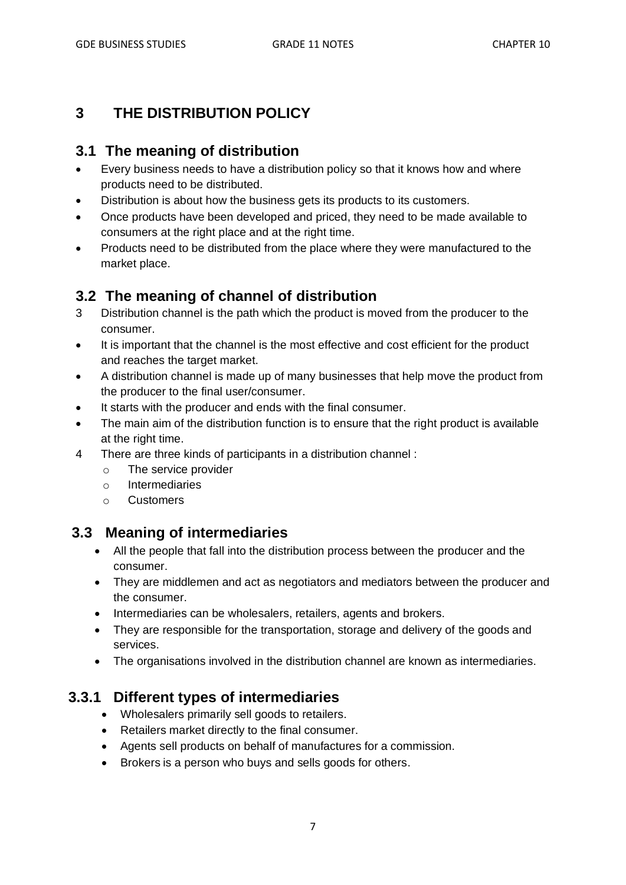# 3 THE DISTRIBUTION POLICY

## 3.1 The meaning of distribution

- Every business needs to have a distribution policy so that it knows how and where products need to be distributed.
- Distribution is about how the business gets its products to its customers.
- Once products have been developed and priced, they need to be made available to consumers at the right place and at the right time.
- Products need to be distributed from the place where they were manufactured to the market place.

## 3.2 The meaning of channel of distribution

3 Distribution channel is the path which the product is moved from the producer to the consumer.

- It is important that the channel is the most effective and cost efficient for the product and reaches the target market.
- A distribution channel is made up of many businesses that help move the product from the producer to the final user/consumer.
- It starts with the producer and ends with the final consumer.
- The main aim of the distribution function is to ensure that the right product is available at the right time.

4 There are three kinds of participants in a distribution channel :

- The service provider
- Intermediaries
- Customers

## 3.3 Meaning of intermediaries

- All the people that fall into the distribution process between the producer and the consumer.
- They are middlemen and act as negotiators and mediators between the producer and the consumer.
- Intermediaries can be wholesalers, retailers, agents and brokers.
- They are responsible for the transportation, storage and delivery of the goods and services.
- The organisations involved in the distribution channel are known as intermediaries.

### 3.3.1 Different types of intermediaries

- Wholesalers primarily sell goods to retailers.
- Retailers market directly to the final consumer.
- Agents sell products on behalf of manufactures for a commission.
- Brokers is a person who buys and sells goods for others.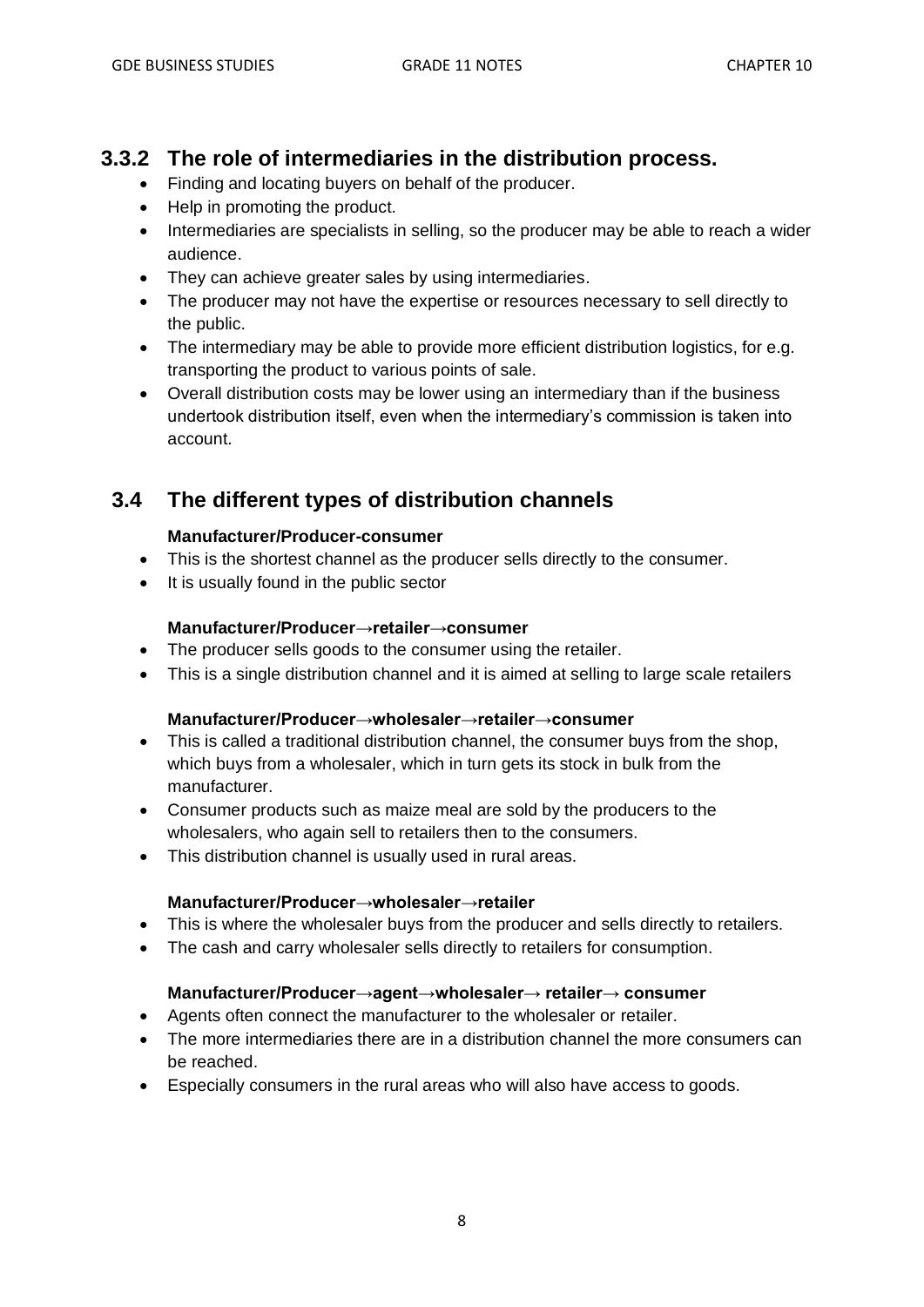### 3.3.2 The role of intermediaries in the distribution process.

- Finding and locating buyers on behalf of the producer.
- Help in promoting the product.
- Intermediaries are specialists in selling, so the producer may be able to reach a wider audience.
- They can achieve greater sales by using intermediaries.
- The producer may not have the expertise or resources necessary to sell directly to the public.
- The intermediary may be able to provide more efficient distribution logistics, for e.g. transporting the product to various points of sale.
- Overall distribution costs may be lower using an intermediary than if the business undertook distribution itself, even when the intermediary's commission is taken into account.

## 3.4 The different types of distribution channels

**Manufacturer/Producer-consumer**

- This is the shortest channel as the producer sells directly to the consumer.
- It is usually found in the public sector

**Manufacturer/Producer→retailer→consumer**

- The producer sells goods to the consumer using the retailer.
- This is a single distribution channel and it is aimed at selling to large scale retailers

**Manufacturer/Producer→wholesaler→retailer→consumer**

- This is called a traditional distribution channel, the consumer buys from the shop, which buys from a wholesaler, which in turn gets its stock in bulk from the manufacturer.
- Consumer products such as maize meal are sold by the producers to the wholesalers, who again sell to retailers then to the consumers.
- This distribution channel is usually used in rural areas.

**Manufacturer/Producer→wholesaler→retailer**

- This is where the wholesaler buys from the producer and sells directly to retailers.
- The cash and carry wholesaler sells directly to retailers for consumption.

**Manufacturer/Producer→agent→wholesaler→ retailer→ consumer**

- Agents often connect the manufacturer to the wholesaler or retailer.
- The more intermediaries there are in a distribution channel the more consumers can be reached.
- Especially consumers in the rural areas who will also have access to goods.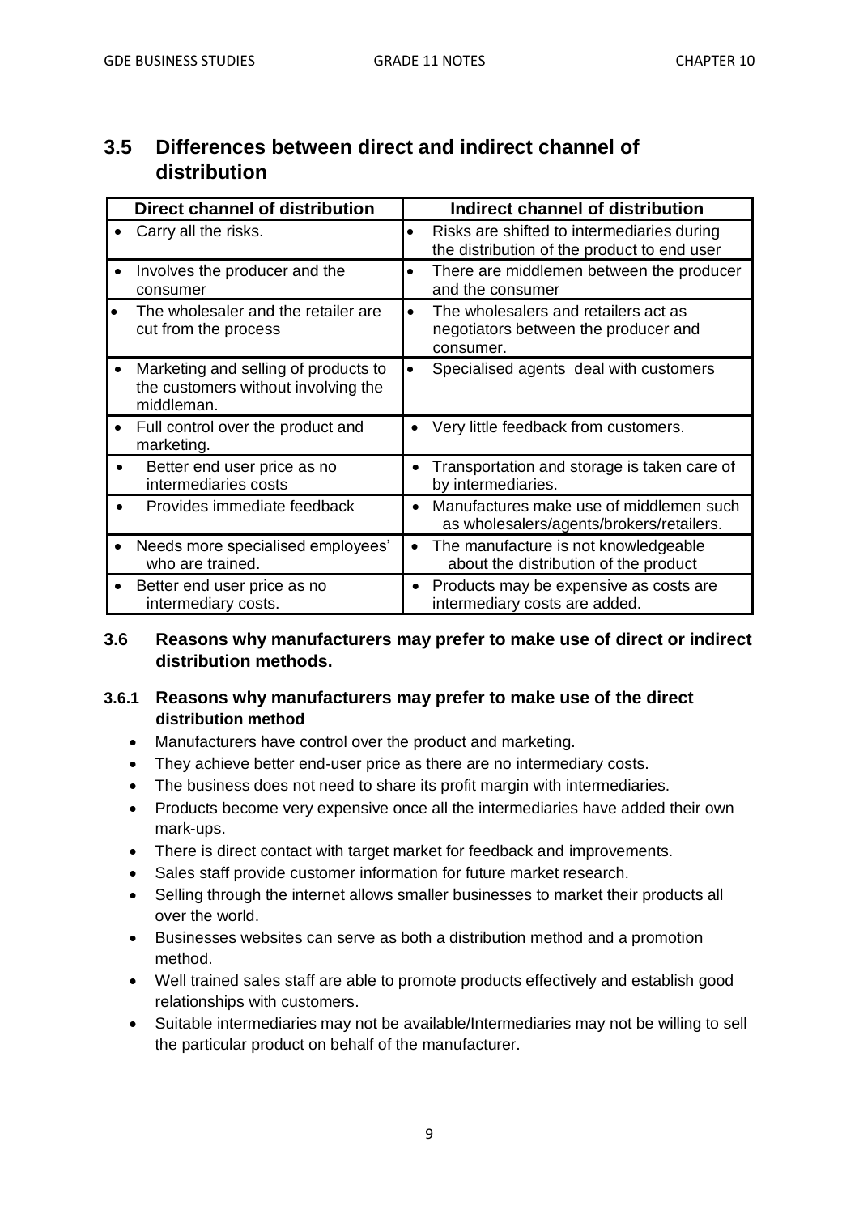## 3.5 Differences between direct and indirect channel of distribution

| Direct channel of distribution | Indirect channel of distribution |
|---|---|
| • Carry all the risks. | • Risks are shifted to intermediaries during the distribution of the product to end user |
| • Involves the producer and the consumer | • There are middlemen between the producer and the consumer |
| • The wholesaler and the retailer are cut from the process | • The wholesalers and retailers act as negotiators between the producer and consumer. |
| • Marketing and selling of products to the customers without involving the middleman. | • Specialised agents deal with customers |
| • Full control over the product and marketing. | • Very little feedback from customers. |
| • Better end user price as no intermediaries costs | • Transportation and storage is taken care of by intermediaries. |
| • Provides immediate feedback | • Manufactures make use of middlemen such as wholesalers/agents/brokers/retailers. |
| • Needs more specialised employees' who are trained. | • The manufacture is not knowledgeable about the distribution of the product |
| • Better end user price as no intermediary costs. | • Products may be expensive as costs are intermediary costs are added. |

### 3.6 Reasons why manufacturers may prefer to make use of direct or indirect distribution methods.

#### 3.6.1 Reasons why manufacturers may prefer to make use of the direct distribution method

- Manufacturers have control over the product and marketing.
- They achieve better end-user price as there are no intermediary costs.
- The business does not need to share its profit margin with intermediaries.
- Products become very expensive once all the intermediaries have added their own mark-ups.
- There is direct contact with target market for feedback and improvements.
- Sales staff provide customer information for future market research.
- Selling through the internet allows smaller businesses to market their products all over the world.
- Businesses websites can serve as both a distribution method and a promotion method.
- Well trained sales staff are able to promote products effectively and establish good relationships with customers.
- Suitable intermediaries may not be available/Intermediaries may not be willing to sell the particular product on behalf of the manufacturer.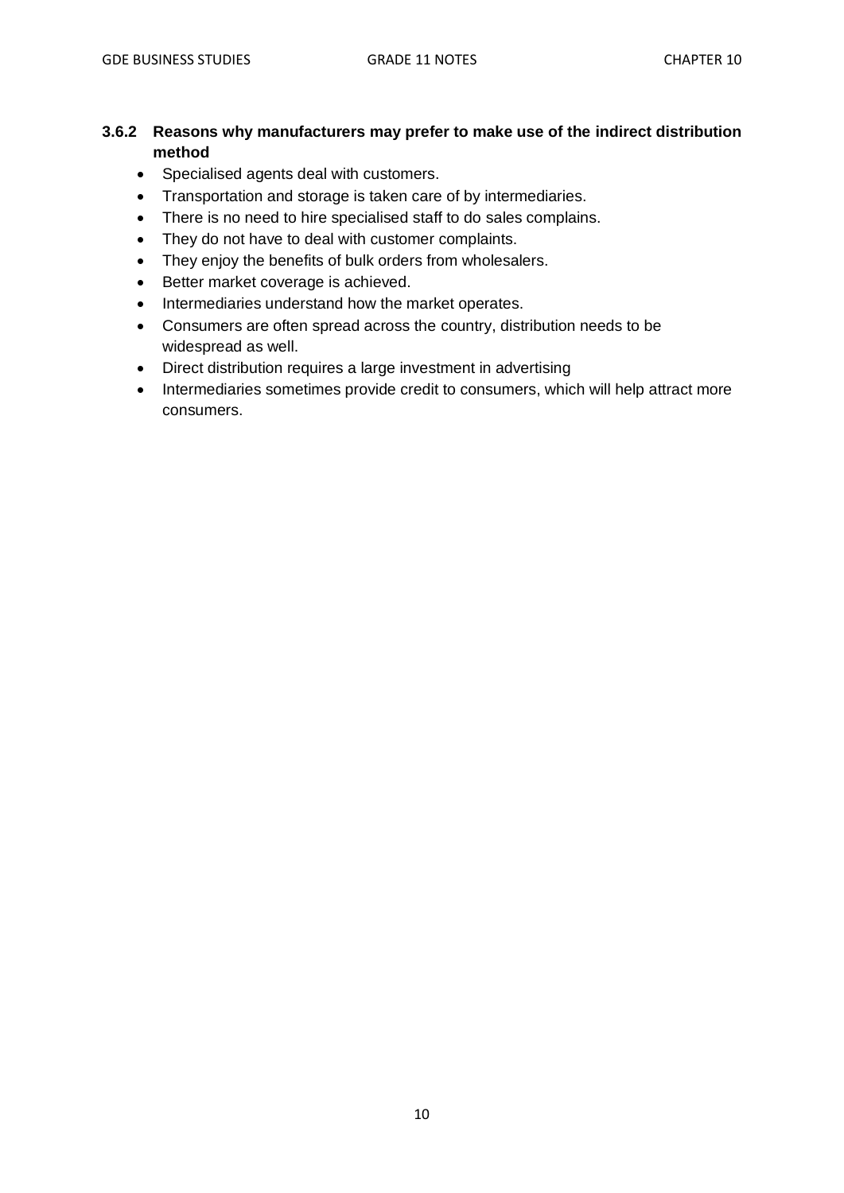### 3.6.2 Reasons why manufacturers may prefer to make use of the indirect distribution method

- Specialised agents deal with customers.
- Transportation and storage is taken care of by intermediaries.
- There is no need to hire specialised staff to do sales complains.
- They do not have to deal with customer complaints.
- They enjoy the benefits of bulk orders from wholesalers.
- Better market coverage is achieved.
- Intermediaries understand how the market operates.
- Consumers are often spread across the country, distribution needs to be widespread as well.
- Direct distribution requires a large investment in advertising
- Intermediaries sometimes provide credit to consumers, which will help attract more consumers.